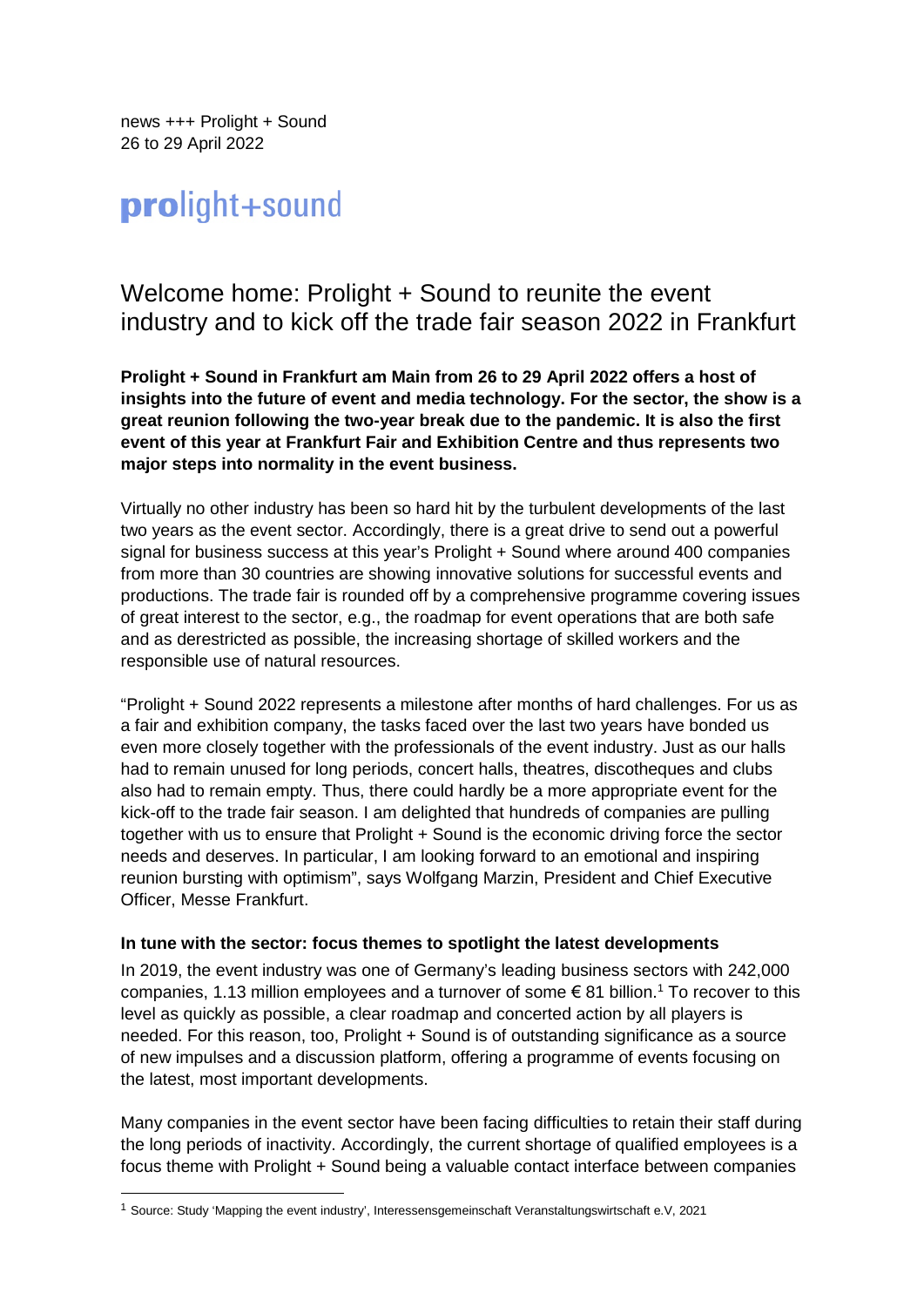news +++ Prolight + Sound
26 to 29 April 2022

**pro**light+sound

# Welcome home: Prolight + Sound to reunite the event industry and to kick off the trade fair season 2022 in Frankfurt

**Prolight + Sound in Frankfurt am Main from 26 to 29 April 2022 offers a host of insights into the future of event and media technology. For the sector, the show is a great reunion following the two-year break due to the pandemic. It is also the first event of this year at Frankfurt Fair and Exhibition Centre and thus represents two major steps into normality in the event business.**

Virtually no other industry has been so hard hit by the turbulent developments of the last two years as the event sector. Accordingly, there is a great drive to send out a powerful signal for business success at this year's Prolight + Sound where around 400 companies from more than 30 countries are showing innovative solutions for successful events and productions. The trade fair is rounded off by a comprehensive programme covering issues of great interest to the sector, e.g., the roadmap for event operations that are both safe and as derestricted as possible, the increasing shortage of skilled workers and the responsible use of natural resources.

"Prolight + Sound 2022 represents a milestone after months of hard challenges. For us as a fair and exhibition company, the tasks faced over the last two years have bonded us even more closely together with the professionals of the event industry. Just as our halls had to remain unused for long periods, concert halls, theatres, discotheques and clubs also had to remain empty. Thus, there could hardly be a more appropriate event for the kick-off to the trade fair season. I am delighted that hundreds of companies are pulling together with us to ensure that Prolight + Sound is the economic driving force the sector needs and deserves. In particular, I am looking forward to an emotional and inspiring reunion bursting with optimism", says Wolfgang Marzin, President and Chief Executive Officer, Messe Frankfurt.

## In tune with the sector: focus themes to spotlight the latest developments

In 2019, the event industry was one of Germany's leading business sectors with 242,000 companies, 1.13 million employees and a turnover of some € 81 billion.[1] To recover to this level as quickly as possible, a clear roadmap and concerted action by all players is needed. For this reason, too, Prolight + Sound is of outstanding significance as a source of new impulses and a discussion platform, offering a programme of events focusing on the latest, most important developments.

Many companies in the event sector have been facing difficulties to retain their staff during the long periods of inactivity. Accordingly, the current shortage of qualified employees is a focus theme with Prolight + Sound being a valuable contact interface between companies

[1] Source: Study 'Mapping the event industry', Interessensgemeinschaft Veranstaltungswirtschaft e.V, 2021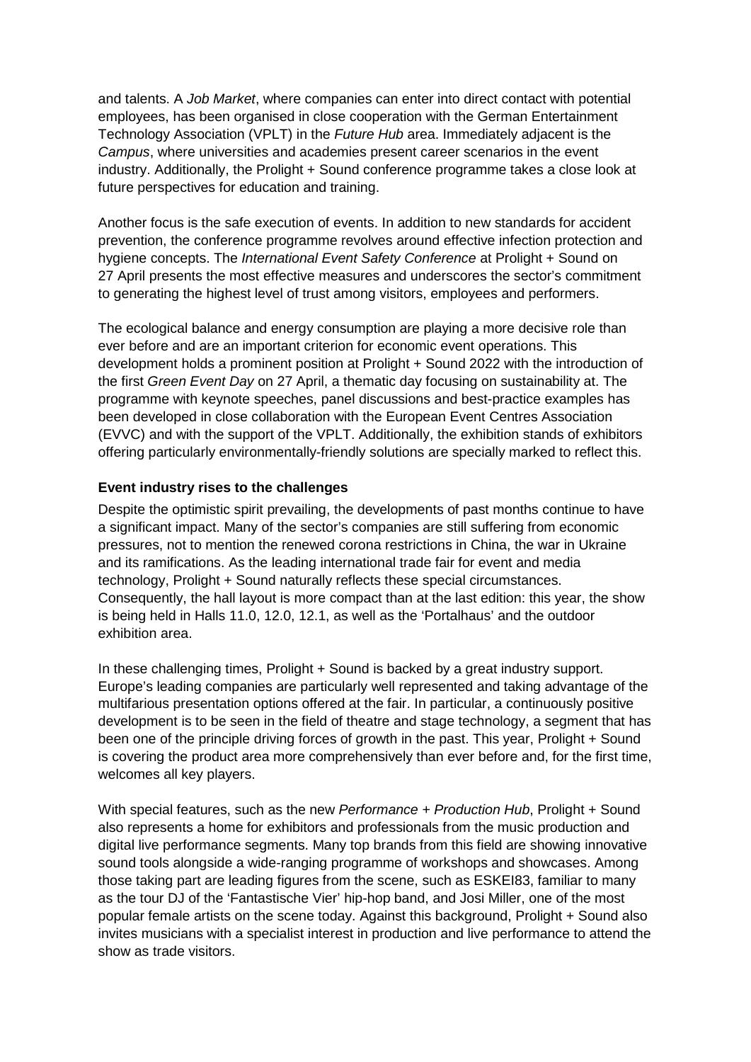and talents. A *Job Market*, where companies can enter into direct contact with potential employees, has been organised in close cooperation with the German Entertainment Technology Association (VPLT) in the *Future Hub* area. Immediately adjacent is the *Campus*, where universities and academies present career scenarios in the event industry. Additionally, the Prolight + Sound conference programme takes a close look at future perspectives for education and training.

Another focus is the safe execution of events. In addition to new standards for accident prevention, the conference programme revolves around effective infection protection and hygiene concepts. The *International Event Safety Conference* at Prolight + Sound on 27 April presents the most effective measures and underscores the sector's commitment to generating the highest level of trust among visitors, employees and performers.

The ecological balance and energy consumption are playing a more decisive role than ever before and are an important criterion for economic event operations. This development holds a prominent position at Prolight + Sound 2022 with the introduction of the first *Green Event Day* on 27 April, a thematic day focusing on sustainability at. The programme with keynote speeches, panel discussions and best-practice examples has been developed in close collaboration with the European Event Centres Association (EVVC) and with the support of the VPLT. Additionally, the exhibition stands of exhibitors offering particularly environmentally-friendly solutions are specially marked to reflect this.

**Event industry rises to the challenges**

Despite the optimistic spirit prevailing, the developments of past months continue to have a significant impact. Many of the sector's companies are still suffering from economic pressures, not to mention the renewed corona restrictions in China, the war in Ukraine and its ramifications. As the leading international trade fair for event and media technology, Prolight + Sound naturally reflects these special circumstances. Consequently, the hall layout is more compact than at the last edition: this year, the show is being held in Halls 11.0, 12.0, 12.1, as well as the 'Portalhaus' and the outdoor exhibition area.

In these challenging times, Prolight + Sound is backed by a great industry support. Europe's leading companies are particularly well represented and taking advantage of the multifarious presentation options offered at the fair. In particular, a continuously positive development is to be seen in the field of theatre and stage technology, a segment that has been one of the principle driving forces of growth in the past. This year, Prolight + Sound is covering the product area more comprehensively than ever before and, for the first time, welcomes all key players.

With special features, such as the new *Performance + Production Hub*, Prolight + Sound also represents a home for exhibitors and professionals from the music production and digital live performance segments. Many top brands from this field are showing innovative sound tools alongside a wide-ranging programme of workshops and showcases. Among those taking part are leading figures from the scene, such as ESKEI83, familiar to many as the tour DJ of the 'Fantastische Vier' hip-hop band, and Josi Miller, one of the most popular female artists on the scene today. Against this background, Prolight + Sound also invites musicians with a specialist interest in production and live performance to attend the show as trade visitors.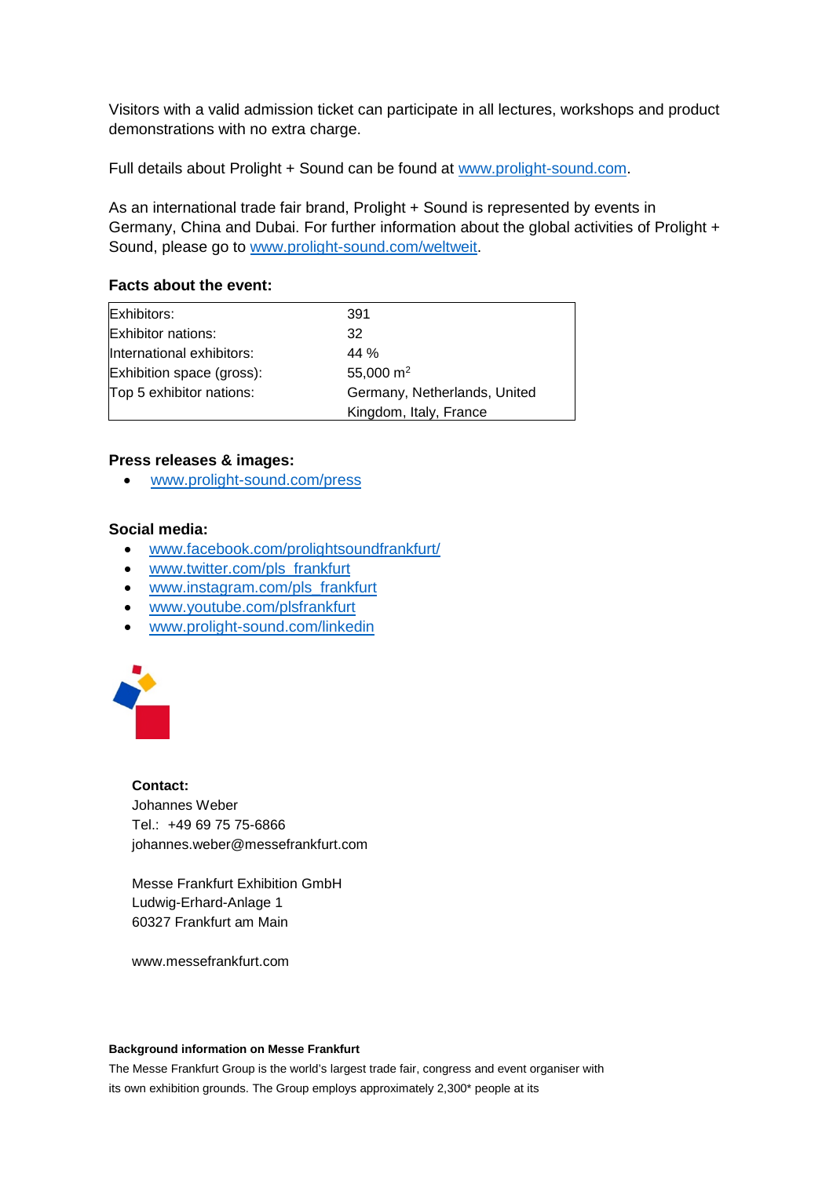Visitors with a valid admission ticket can participate in all lectures, workshops and product demonstrations with no extra charge.

Full details about Prolight + Sound can be found at www.prolight-sound.com.

As an international trade fair brand, Prolight + Sound is represented by events in Germany, China and Dubai. For further information about the global activities of Prolight + Sound, please go to www.prolight-sound.com/weltweit.

**Facts about the event:**

| | |
|---|---|
| Exhibitors: | 391 |
| Exhibitor nations: | 32 |
| International exhibitors: | 44 % |
| Exhibition space (gross): | 55,000 $m^2$ |
| Top 5 exhibitor nations: | Germany, Netherlands, United Kingdom, Italy, France |

**Press releases & images:**

- www.prolight-sound.com/press

**Social media:**

- www.facebook.com/prolightsoundfrankfurt/
- www.twitter.com/pls_frankfurt
- www.instagram.com/pls_frankfurt
- www.youtube.com/plsfrankfurt
- www.prolight-sound.com/linkedin

**Contact:**
Johannes Weber
Tel.: +49 69 75 75-6866
johannes.weber@messefrankfurt.com

Messe Frankfurt Exhibition GmbH
Ludwig-Erhard-Anlage 1
60327 Frankfurt am Main

www.messefrankfurt.com

**Background information on Messe Frankfurt**

The Messe Frankfurt Group is the world's largest trade fair, congress and event organiser with its own exhibition grounds. The Group employs approximately 2,300* people at its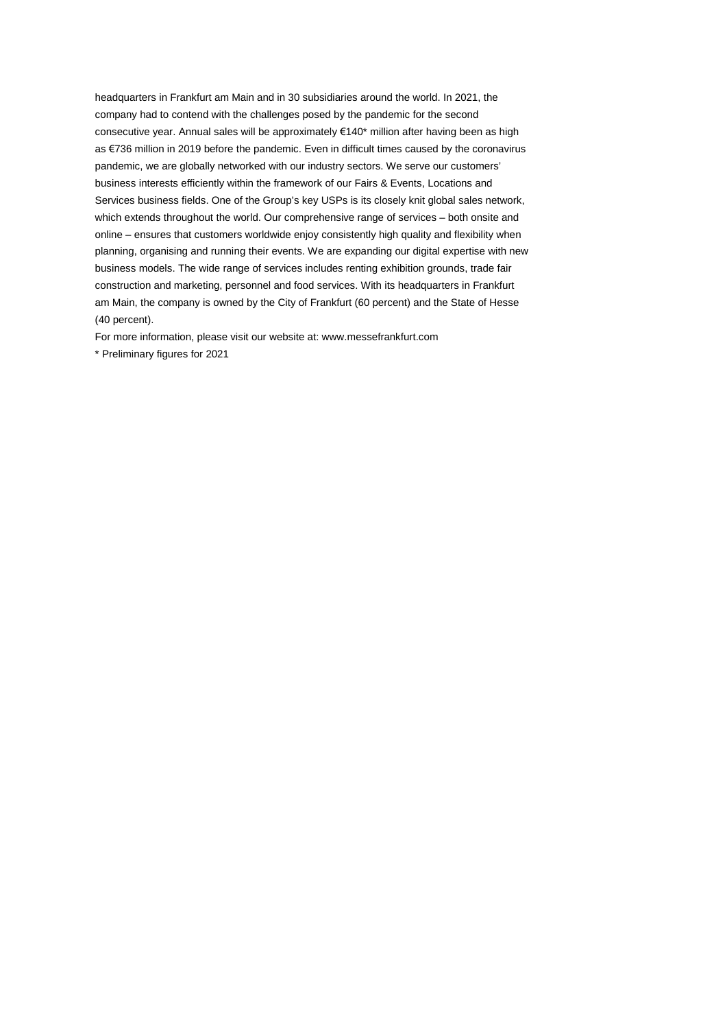headquarters in Frankfurt am Main and in 30 subsidiaries around the world. In 2021, the company had to contend with the challenges posed by the pandemic for the second consecutive year. Annual sales will be approximately €140* million after having been as high as €736 million in 2019 before the pandemic. Even in difficult times caused by the coronavirus pandemic, we are globally networked with our industry sectors. We serve our customers' business interests efficiently within the framework of our Fairs & Events, Locations and Services business fields. One of the Group's key USPs is its closely knit global sales network, which extends throughout the world. Our comprehensive range of services – both onsite and online – ensures that customers worldwide enjoy consistently high quality and flexibility when planning, organising and running their events. We are expanding our digital expertise with new business models. The wide range of services includes renting exhibition grounds, trade fair construction and marketing, personnel and food services. With its headquarters in Frankfurt am Main, the company is owned by the City of Frankfurt (60 percent) and the State of Hesse (40 percent).

For more information, please visit our website at: www.messefrankfurt.com

* Preliminary figures for 2021